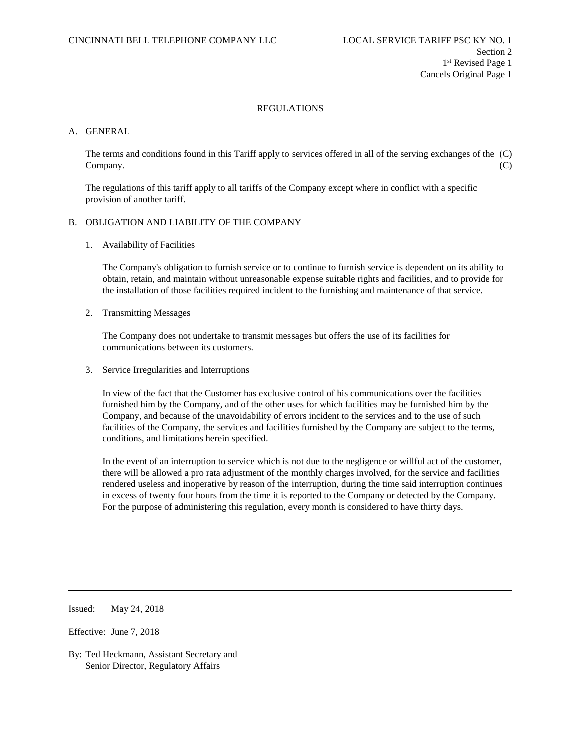# REGULATIONS

## A. GENERAL

The terms and conditions found in this Tariff apply to services offered in all of the serving exchanges of the Company. (C)

The regulations of this tariff apply to all tariffs of the Company except where in conflict with a specific provision of another tariff.

## B. OBLIGATION AND LIABILITY OF THE COMPANY

### 1. Availability of Facilities

The Company's obligation to furnish service or to continue to furnish service is dependent on its ability to obtain, retain, and maintain without unreasonable expense suitable rights and facilities, and to provide for the installation of those facilities required incident to the furnishing and maintenance of that service.

### 2. Transmitting Messages

The Company does not undertake to transmit messages but offers the use of its facilities for communications between its customers.

### 3. Service Irregularities and Interruptions

In view of the fact that the Customer has exclusive control of his communications over the facilities furnished him by the Company, and of the other uses for which facilities may be furnished him by the Company, and because of the unavoidability of errors incident to the services and to the use of such facilities of the Company, the services and facilities furnished by the Company are subject to the terms, conditions, and limitations herein specified.

In the event of an interruption to service which is not due to the negligence or willful act of the customer, there will be allowed a pro rata adjustment of the monthly charges involved, for the service and facilities rendered useless and inoperative by reason of the interruption, during the time said interruption continues in excess of twenty four hours from the time it is reported to the Company or detected by the Company. For the purpose of administering this regulation, every month is considered to have thirty days.

---

Issued: May 24, 2018

Effective: June 7, 2018

By: Ted Heckmann, Assistant Secretary and Senior Director, Regulatory Affairs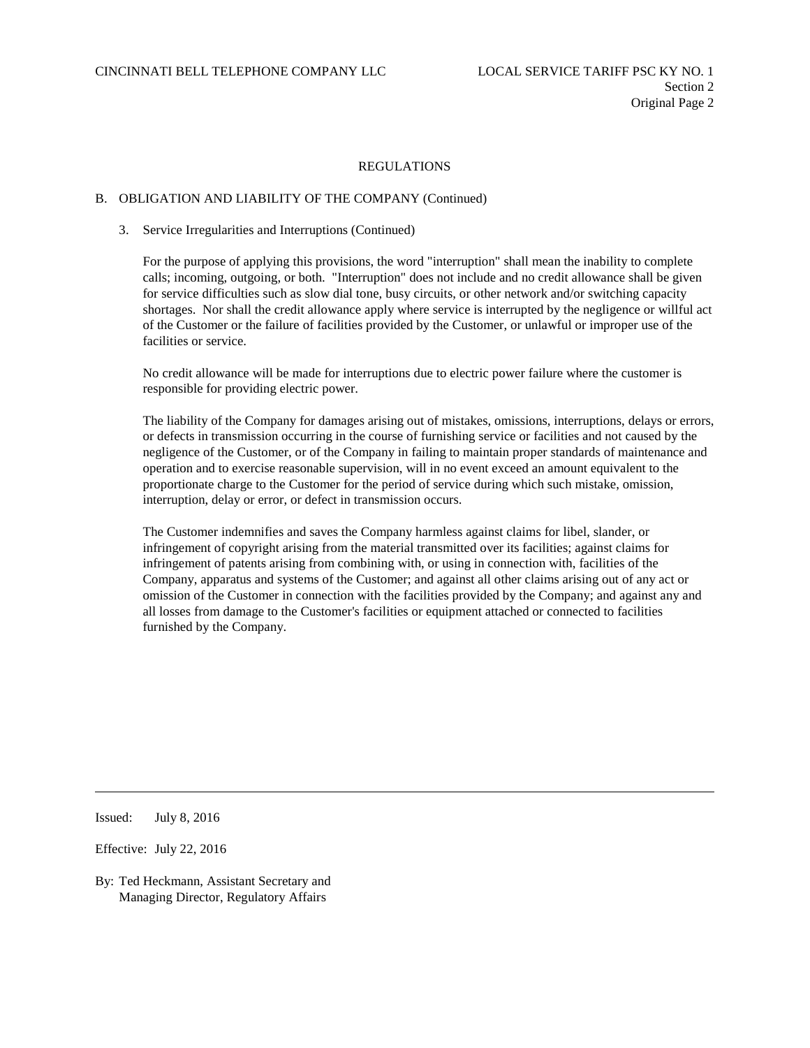## REGULATIONS

### B. OBLIGATION AND LIABILITY OF THE COMPANY (Continued)

3. Service Irregularities and Interruptions (Continued)

For the purpose of applying this provisions, the word "interruption" shall mean the inability to complete calls; incoming, outgoing, or both. "Interruption" does not include and no credit allowance shall be given for service difficulties such as slow dial tone, busy circuits, or other network and/or switching capacity shortages. Nor shall the credit allowance apply where service is interrupted by the negligence or willful act of the Customer or the failure of facilities provided by the Customer, or unlawful or improper use of the facilities or service.

No credit allowance will be made for interruptions due to electric power failure where the customer is responsible for providing electric power.

The liability of the Company for damages arising out of mistakes, omissions, interruptions, delays or errors, or defects in transmission occurring in the course of furnishing service or facilities and not caused by the negligence of the Customer, or of the Company in failing to maintain proper standards of maintenance and operation and to exercise reasonable supervision, will in no event exceed an amount equivalent to the proportionate charge to the Customer for the period of service during which such mistake, omission, interruption, delay or error, or defect in transmission occurs.

The Customer indemnifies and saves the Company harmless against claims for libel, slander, or infringement of copyright arising from the material transmitted over its facilities; against claims for infringement of patents arising from combining with, or using in connection with, facilities of the Company, apparatus and systems of the Customer; and against all other claims arising out of any act or omission of the Customer in connection with the facilities provided by the Company; and against any and all losses from damage to the Customer's facilities or equipment attached or connected to facilities furnished by the Company.

Issued: July 8, 2016

Effective: July 22, 2016

By: Ted Heckmann, Assistant Secretary and Managing Director, Regulatory Affairs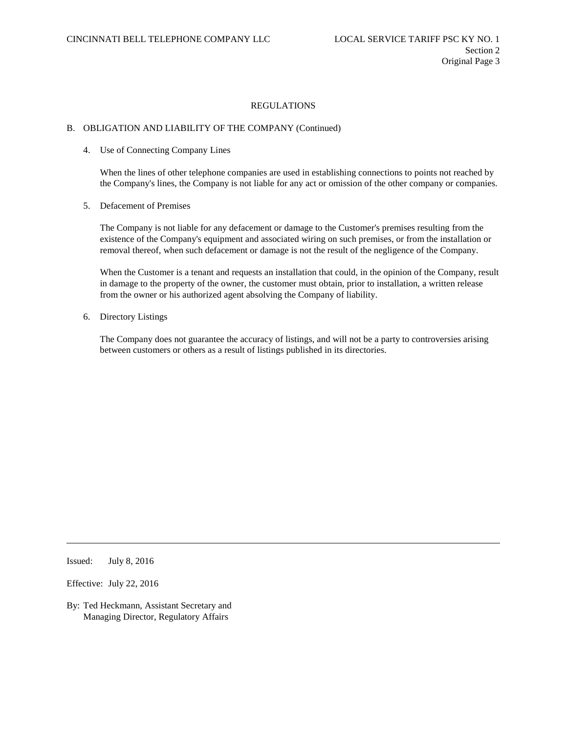## REGULATIONS

### B. OBLIGATION AND LIABILITY OF THE COMPANY (Continued)

4. Use of Connecting Company Lines

   When the lines of other telephone companies are used in establishing connections to points not reached by the Company's lines, the Company is not liable for any act or omission of the other company or companies.

5. Defacement of Premises

   The Company is not liable for any defacement or damage to the Customer's premises resulting from the existence of the Company's equipment and associated wiring on such premises, or from the installation or removal thereof, when such defacement or damage is not the result of the negligence of the Company.

   When the Customer is a tenant and requests an installation that could, in the opinion of the Company, result in damage to the property of the owner, the customer must obtain, prior to installation, a written release from the owner or his authorized agent absolving the Company of liability.

6. Directory Listings

   The Company does not guarantee the accuracy of listings, and will not be a party to controversies arising between customers or others as a result of listings published in its directories.

---

Issued: July 8, 2016

Effective: July 22, 2016

By: Ted Heckmann, Assistant Secretary and Managing Director, Regulatory Affairs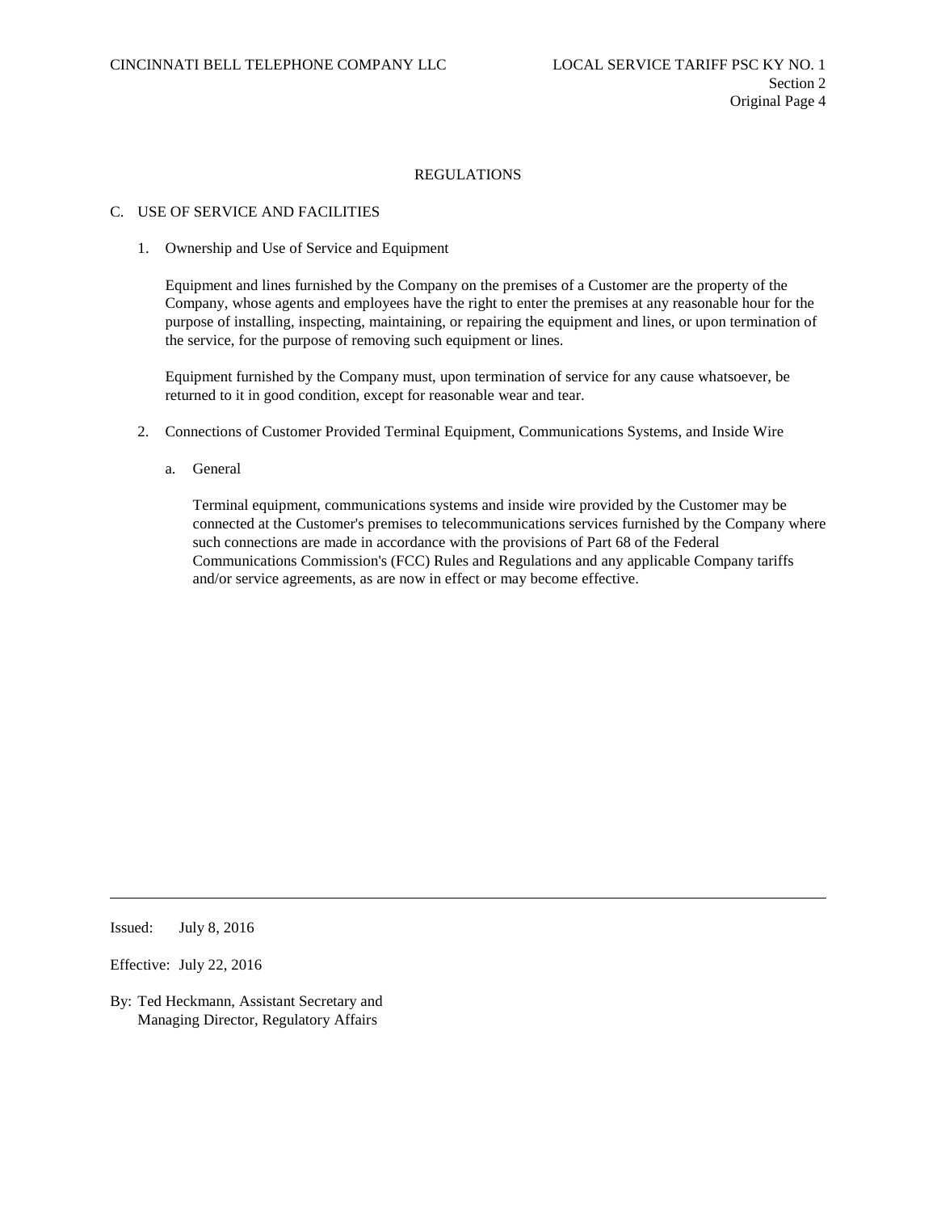## REGULATIONS

### C. USE OF SERVICE AND FACILITIES

1. Ownership and Use of Service and Equipment

   Equipment and lines furnished by the Company on the premises of a Customer are the property of the Company, whose agents and employees have the right to enter the premises at any reasonable hour for the purpose of installing, inspecting, maintaining, or repairing the equipment and lines, or upon termination of the service, for the purpose of removing such equipment or lines.

   Equipment furnished by the Company must, upon termination of service for any cause whatsoever, be returned to it in good condition, except for reasonable wear and tear.

2. Connections of Customer Provided Terminal Equipment, Communications Systems, and Inside Wire

   a. General

      Terminal equipment, communications systems and inside wire provided by the Customer may be connected at the Customer's premises to telecommunications services furnished by the Company where such connections are made in accordance with the provisions of Part 68 of the Federal Communications Commission's (FCC) Rules and Regulations and any applicable Company tariffs and/or service agreements, as are now in effect or may become effective.

Issued: July 8, 2016

Effective: July 22, 2016

By: Ted Heckmann, Assistant Secretary and Managing Director, Regulatory Affairs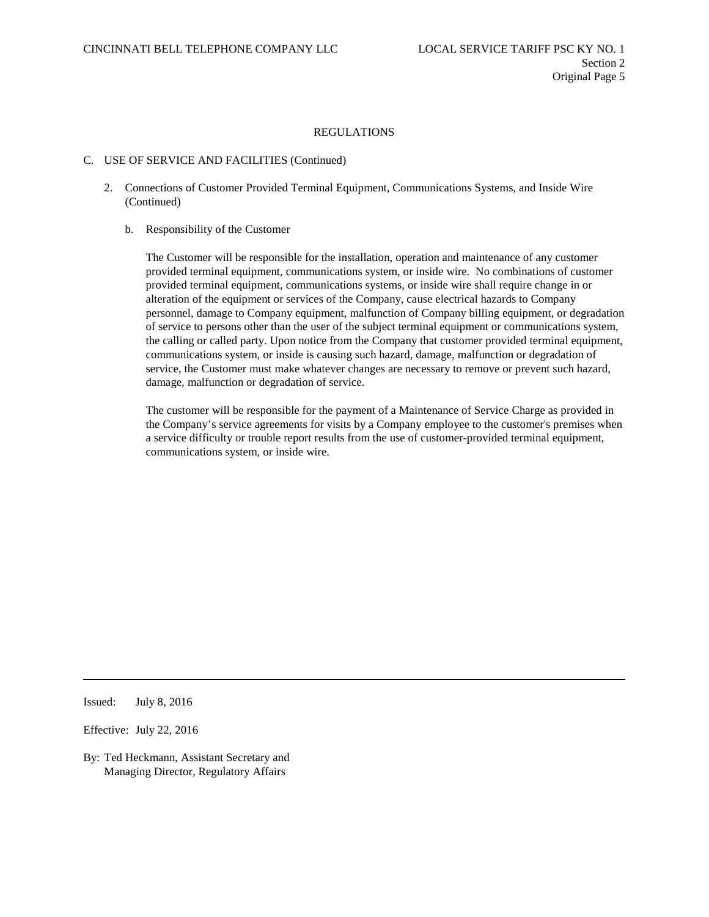REGULATIONS

C. USE OF SERVICE AND FACILITIES (Continued)

2. Connections of Customer Provided Terminal Equipment, Communications Systems, and Inside Wire (Continued)

   b. Responsibility of the Customer

      The Customer will be responsible for the installation, operation and maintenance of any customer provided terminal equipment, communications system, or inside wire. No combinations of customer provided terminal equipment, communications systems, or inside wire shall require change in or alteration of the equipment or services of the Company, cause electrical hazards to Company personnel, damage to Company equipment, malfunction of Company billing equipment, or degradation of service to persons other than the user of the subject terminal equipment or communications system, the calling or called party. Upon notice from the Company that customer provided terminal equipment, communications system, or inside is causing such hazard, damage, malfunction or degradation of service, the Customer must make whatever changes are necessary to remove or prevent such hazard, damage, malfunction or degradation of service.

      The customer will be responsible for the payment of a Maintenance of Service Charge as provided in the Company's service agreements for visits by a Company employee to the customer's premises when a service difficulty or trouble report results from the use of customer-provided terminal equipment, communications system, or inside wire.

Issued: July 8, 2016

Effective: July 22, 2016

By: Ted Heckmann, Assistant Secretary and Managing Director, Regulatory Affairs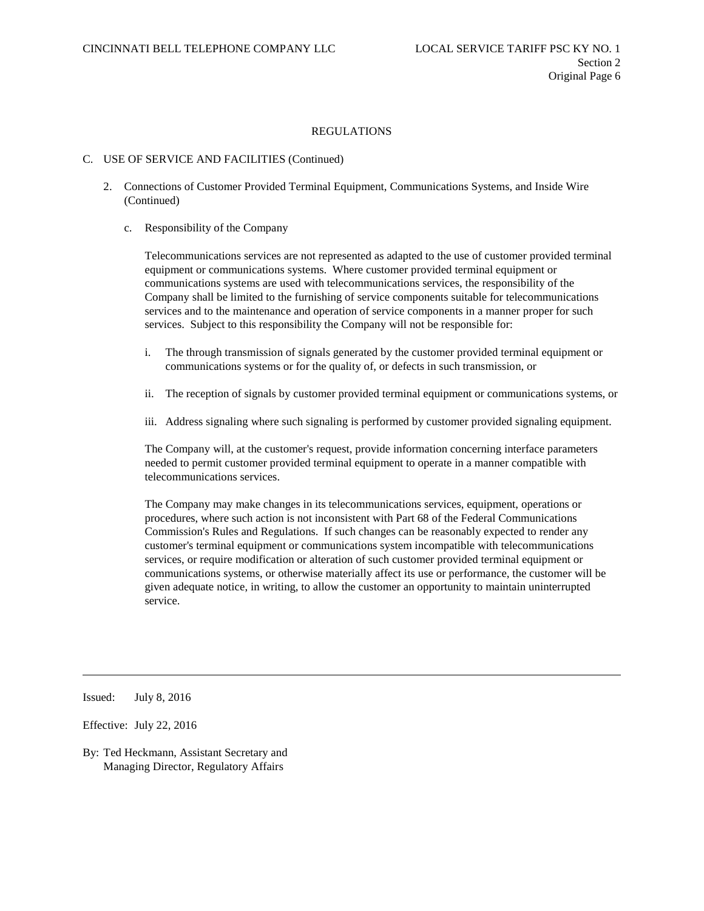REGULATIONS

C. USE OF SERVICE AND FACILITIES (Continued)

2. Connections of Customer Provided Terminal Equipment, Communications Systems, and Inside Wire (Continued)

   c. Responsibility of the Company

      Telecommunications services are not represented as adapted to the use of customer provided terminal equipment or communications systems. Where customer provided terminal equipment or communications systems are used with telecommunications services, the responsibility of the Company shall be limited to the furnishing of service components suitable for telecommunications services and to the maintenance and operation of service components in a manner proper for such services. Subject to this responsibility the Company will not be responsible for:

      i. The through transmission of signals generated by the customer provided terminal equipment or communications systems or for the quality of, or defects in such transmission, or

      ii. The reception of signals by customer provided terminal equipment or communications systems, or

      iii. Address signaling where such signaling is performed by customer provided signaling equipment.

      The Company will, at the customer's request, provide information concerning interface parameters needed to permit customer provided terminal equipment to operate in a manner compatible with telecommunications services.

      The Company may make changes in its telecommunications services, equipment, operations or procedures, where such action is not inconsistent with Part 68 of the Federal Communications Commission's Rules and Regulations. If such changes can be reasonably expected to render any customer's terminal equipment or communications system incompatible with telecommunications services, or require modification or alteration of such customer provided terminal equipment or communications systems, or otherwise materially affect its use or performance, the customer will be given adequate notice, in writing, to allow the customer an opportunity to maintain uninterrupted service.

Issued: July 8, 2016

Effective: July 22, 2016

By: Ted Heckmann, Assistant Secretary and Managing Director, Regulatory Affairs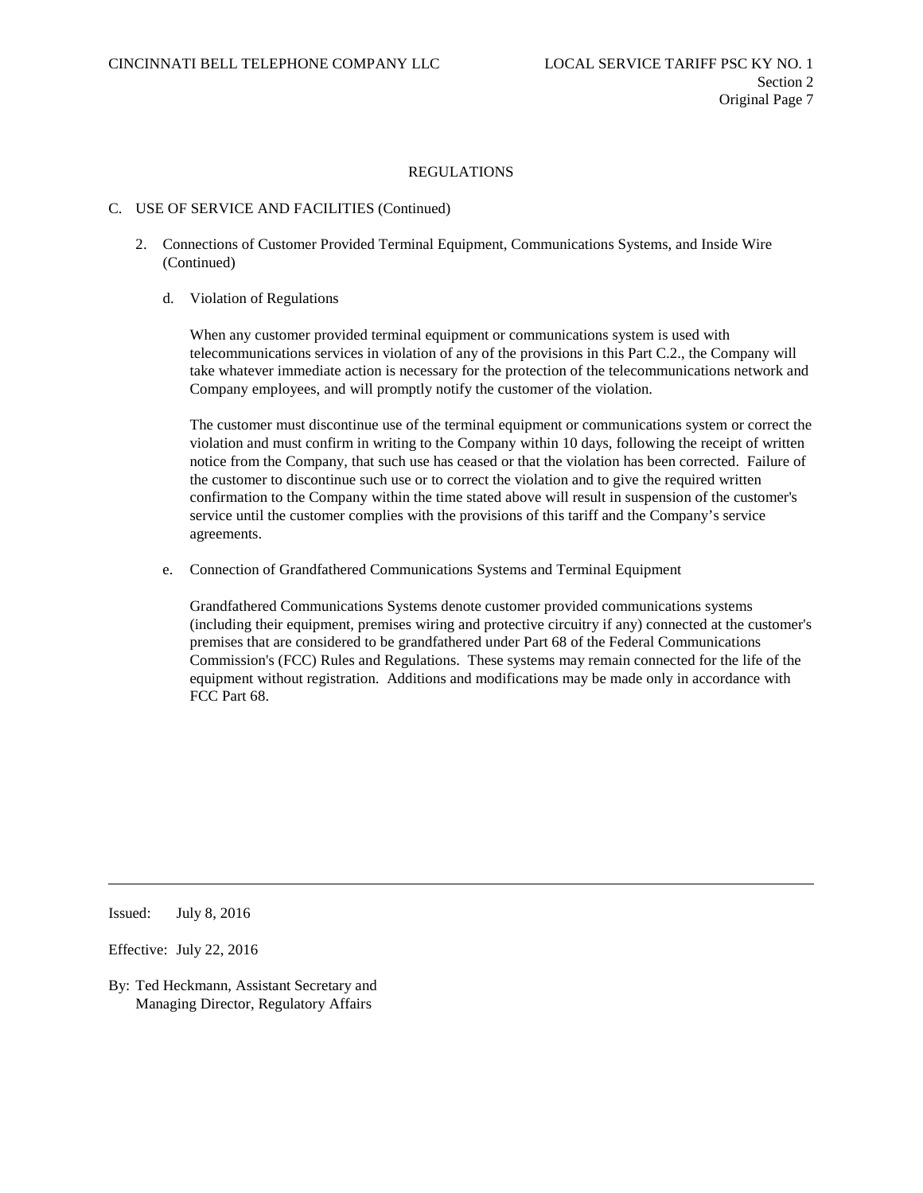## REGULATIONS

C. USE OF SERVICE AND FACILITIES (Continued)

2. Connections of Customer Provided Terminal Equipment, Communications Systems, and Inside Wire (Continued)

d. Violation of Regulations

When any customer provided terminal equipment or communications system is used with telecommunications services in violation of any of the provisions in this Part C.2., the Company will take whatever immediate action is necessary for the protection of the telecommunications network and Company employees, and will promptly notify the customer of the violation.

The customer must discontinue use of the terminal equipment or communications system or correct the violation and must confirm in writing to the Company within 10 days, following the receipt of written notice from the Company, that such use has ceased or that the violation has been corrected. Failure of the customer to discontinue such use or to correct the violation and to give the required written confirmation to the Company within the time stated above will result in suspension of the customer's service until the customer complies with the provisions of this tariff and the Company's service agreements.

e. Connection of Grandfathered Communications Systems and Terminal Equipment

Grandfathered Communications Systems denote customer provided communications systems (including their equipment, premises wiring and protective circuitry if any) connected at the customer's premises that are considered to be grandfathered under Part 68 of the Federal Communications Commission's (FCC) Rules and Regulations. These systems may remain connected for the life of the equipment without registration. Additions and modifications may be made only in accordance with FCC Part 68.

Issued: July 8, 2016

Effective: July 22, 2016

By: Ted Heckmann, Assistant Secretary and Managing Director, Regulatory Affairs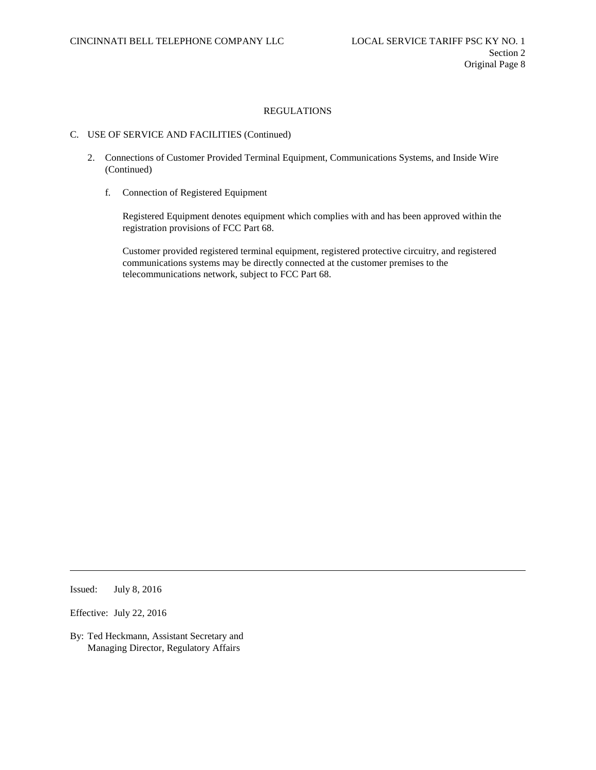## REGULATIONS

C. USE OF SERVICE AND FACILITIES (Continued)

2. Connections of Customer Provided Terminal Equipment, Communications Systems, and Inside Wire (Continued)

   f. Connection of Registered Equipment

      Registered Equipment denotes equipment which complies with and has been approved within the registration provisions of FCC Part 68.

      Customer provided registered terminal equipment, registered protective circuitry, and registered communications systems may be directly connected at the customer premises to the telecommunications network, subject to FCC Part 68.

---

Issued: July 8, 2016

Effective: July 22, 2016

By: Ted Heckmann, Assistant Secretary and Managing Director, Regulatory Affairs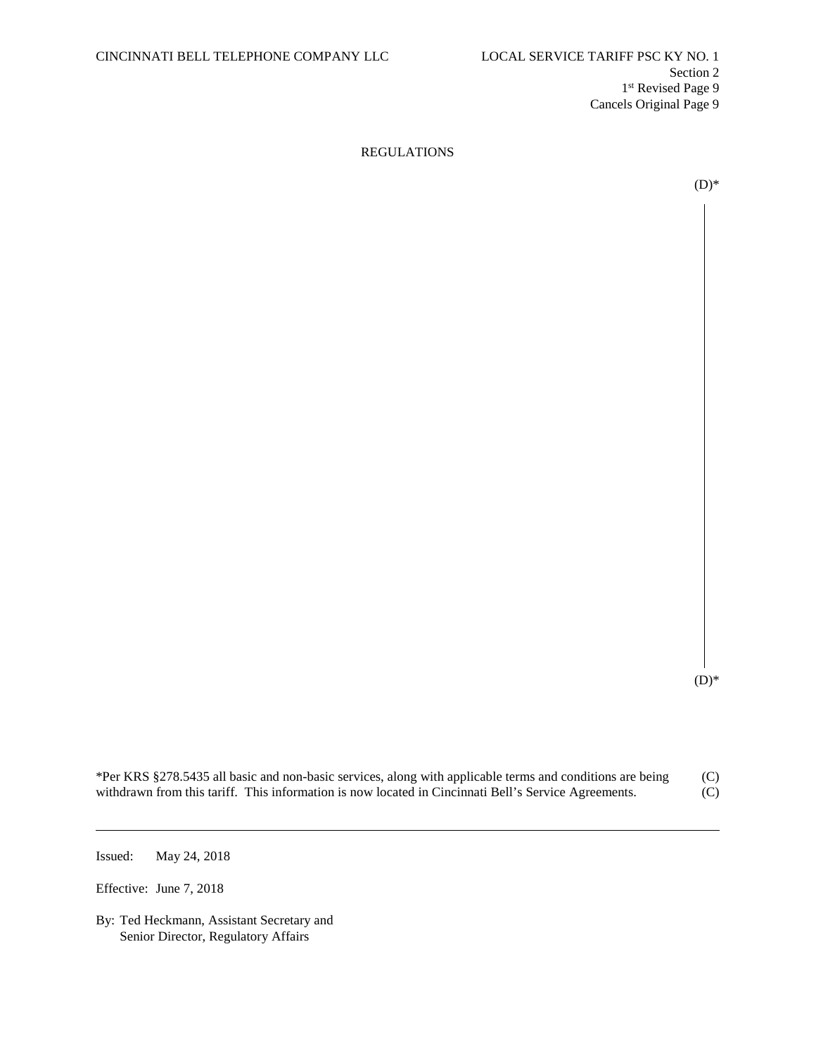CINCINNATI BELL TELEPHONE COMPANY LLC

LOCAL SERVICE TARIFF PSC KY NO. 1
Section 2
1st Revised Page 9
Cancels Original Page 9

REGULATIONS

(D)*

(D)*

*Per KRS §278.5435 all basic and non-basic services, along with applicable terms and conditions are being withdrawn from this tariff. This information is now located in Cincinnati Bell's Service Agreements. (C)

Issued: May 24, 2018

Effective: June 7, 2018

By: Ted Heckmann, Assistant Secretary and
Senior Director, Regulatory Affairs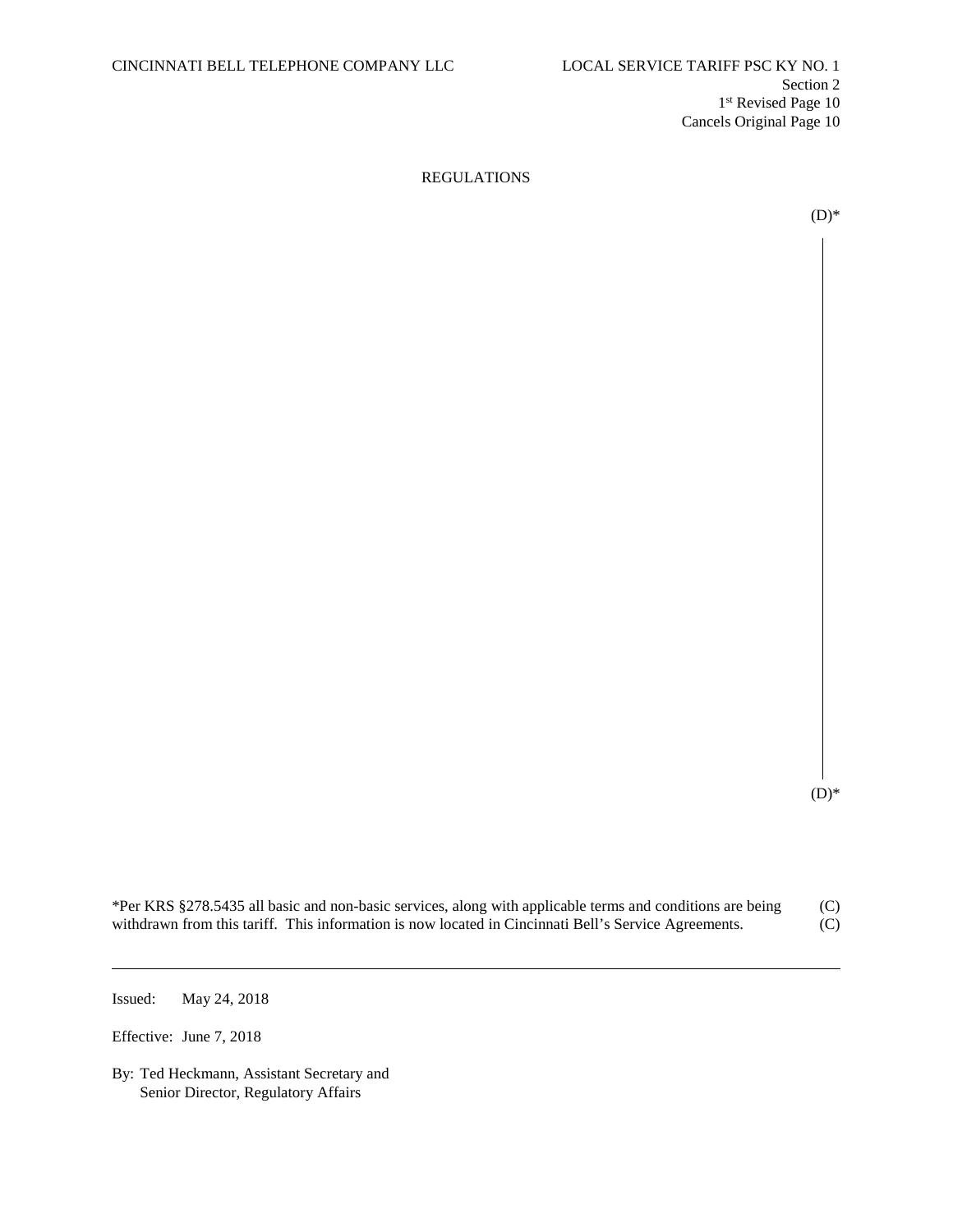CINCINNATI BELL TELEPHONE COMPANY LLC

LOCAL SERVICE TARIFF PSC KY NO. 1
Section 2
1st Revised Page 10
Cancels Original Page 10

REGULATIONS

(D)*

(D)*

*Per KRS §278.5435 all basic and non-basic services, along with applicable terms and conditions are being withdrawn from this tariff. This information is now located in Cincinnati Bell's Service Agreements. (C)
(C)

Issued: May 24, 2018

Effective: June 7, 2018

By: Ted Heckmann, Assistant Secretary and
Senior Director, Regulatory Affairs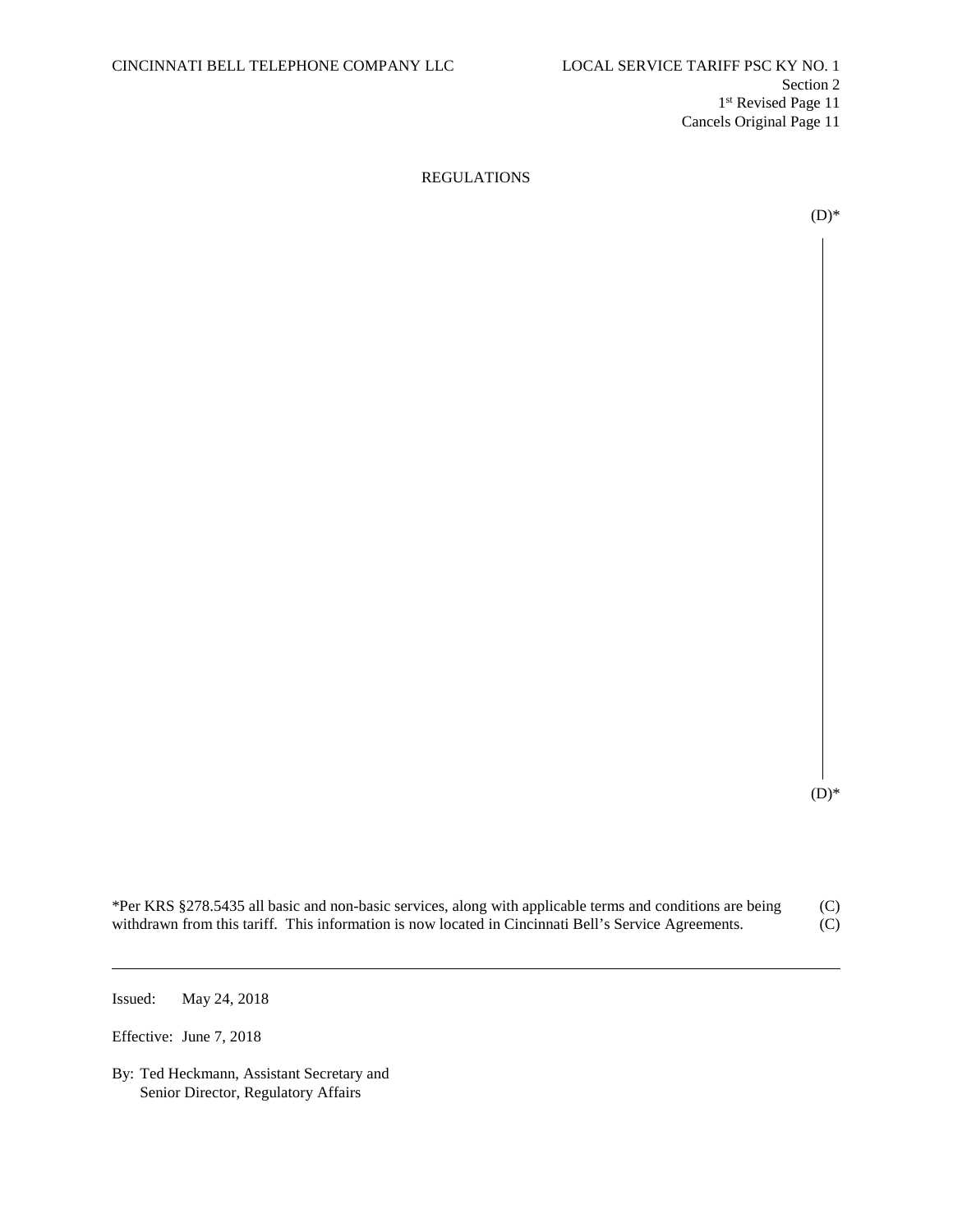CINCINNATI BELL TELEPHONE COMPANY LLC

LOCAL SERVICE TARIFF PSC KY NO. 1
Section 2
1st Revised Page 11
Cancels Original Page 11

REGULATIONS

(D)*

(D)*

*Per KRS §278.5435 all basic and non-basic services, along with applicable terms and conditions are being withdrawn from this tariff. This information is now located in Cincinnati Bell's Service Agreements. (C)
(C)

Issued: May 24, 2018

Effective: June 7, 2018

By: Ted Heckmann, Assistant Secretary and
Senior Director, Regulatory Affairs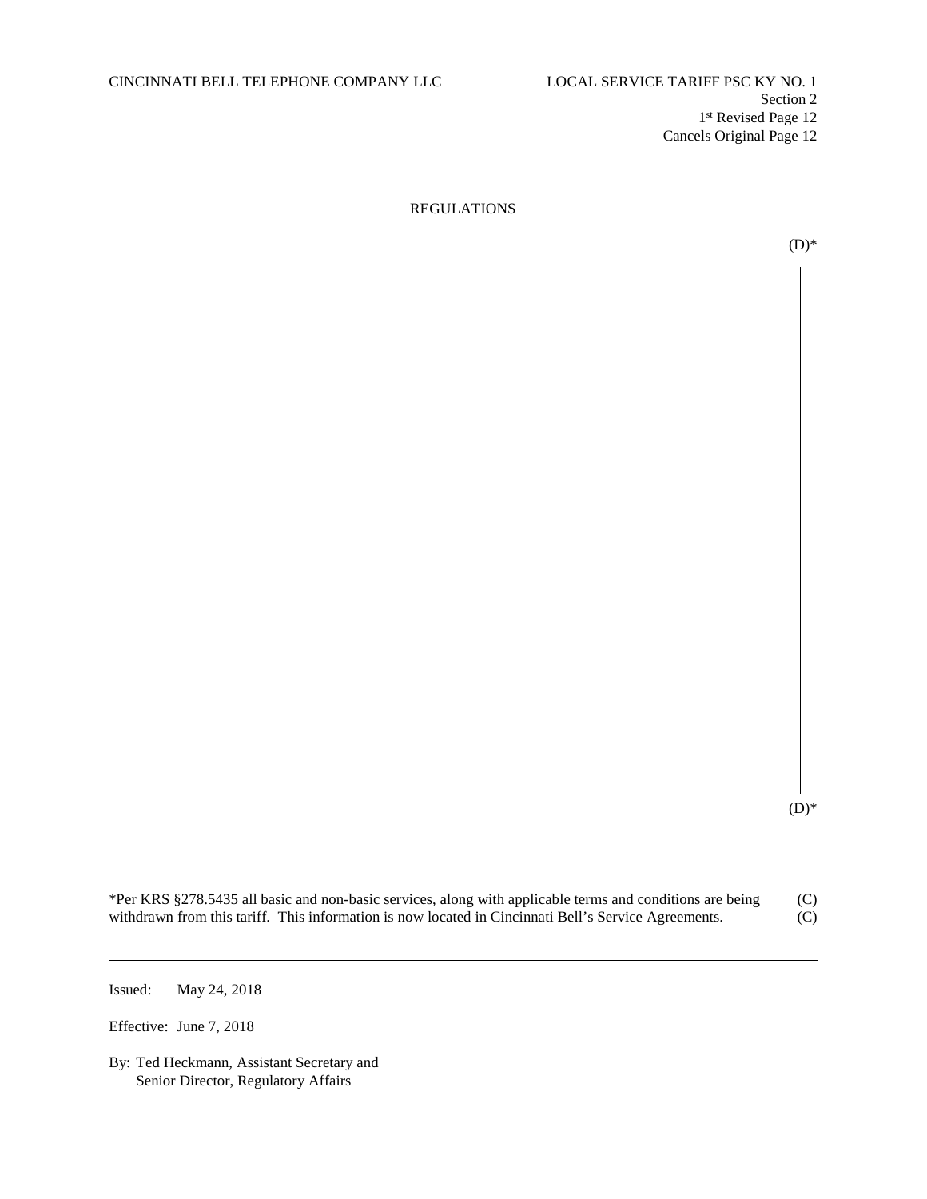CINCINNATI BELL TELEPHONE COMPANY LLC — LOCAL SERVICE TARIFF PSC KY NO. 1

Section 2
1st Revised Page 12
Cancels Original Page 12

## REGULATIONS

(D)*

(D)*

*Per KRS §278.5435 all basic and non-basic services, along with applicable terms and conditions are being withdrawn from this tariff. This information is now located in Cincinnati Bell's Service Agreements. (C)
(C)

---

Issued: May 24, 2018

Effective: June 7, 2018

By: Ted Heckmann, Assistant Secretary and
Senior Director, Regulatory Affairs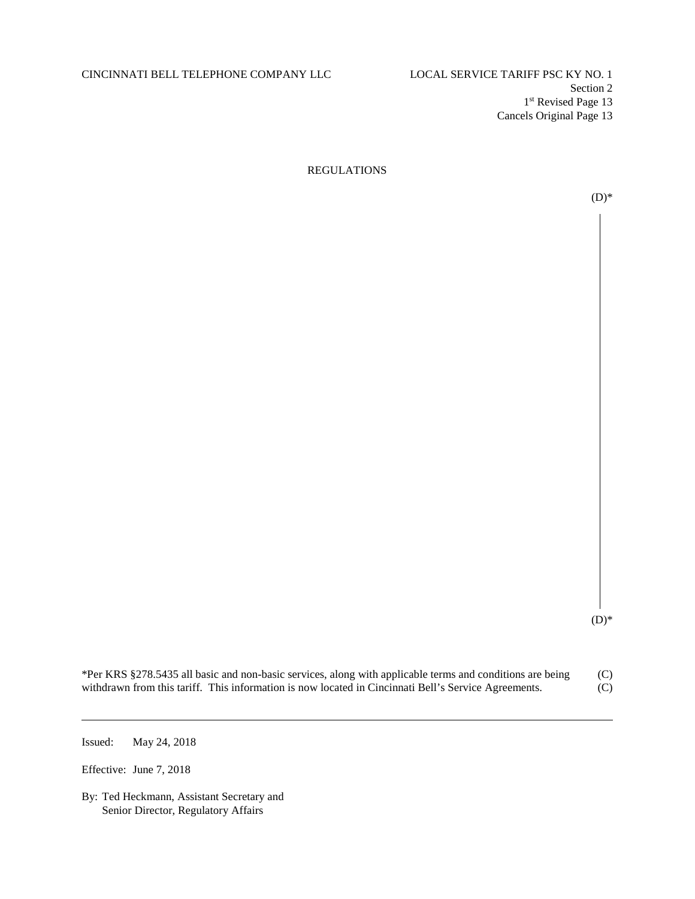CINCINNATI BELL TELEPHONE COMPANY LLC

LOCAL SERVICE TARIFF PSC KY NO. 1
Section 2
1st Revised Page 13
Cancels Original Page 13

REGULATIONS

(D)*

(D)*

*Per KRS §278.5435 all basic and non-basic services, along with applicable terms and conditions are being withdrawn from this tariff. This information is now located in Cincinnati Bell's Service Agreements. (C)
(C)

---

Issued: May 24, 2018

Effective: June 7, 2018

By: Ted Heckmann, Assistant Secretary and
Senior Director, Regulatory Affairs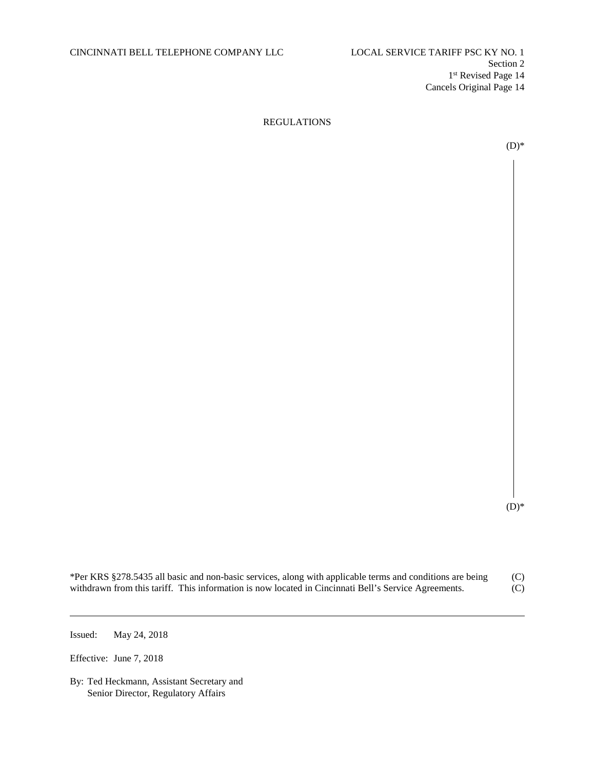CINCINNATI BELL TELEPHONE COMPANY LLC

LOCAL SERVICE TARIFF PSC KY NO. 1
Section 2
1st Revised Page 14
Cancels Original Page 14

REGULATIONS

(D)*

(D)*

*Per KRS §278.5435 all basic and non-basic services, along with applicable terms and conditions are being withdrawn from this tariff. This information is now located in Cincinnati Bell's Service Agreements. (C)
(C)

---

Issued: May 24, 2018

Effective: June 7, 2018

By: Ted Heckmann, Assistant Secretary and
Senior Director, Regulatory Affairs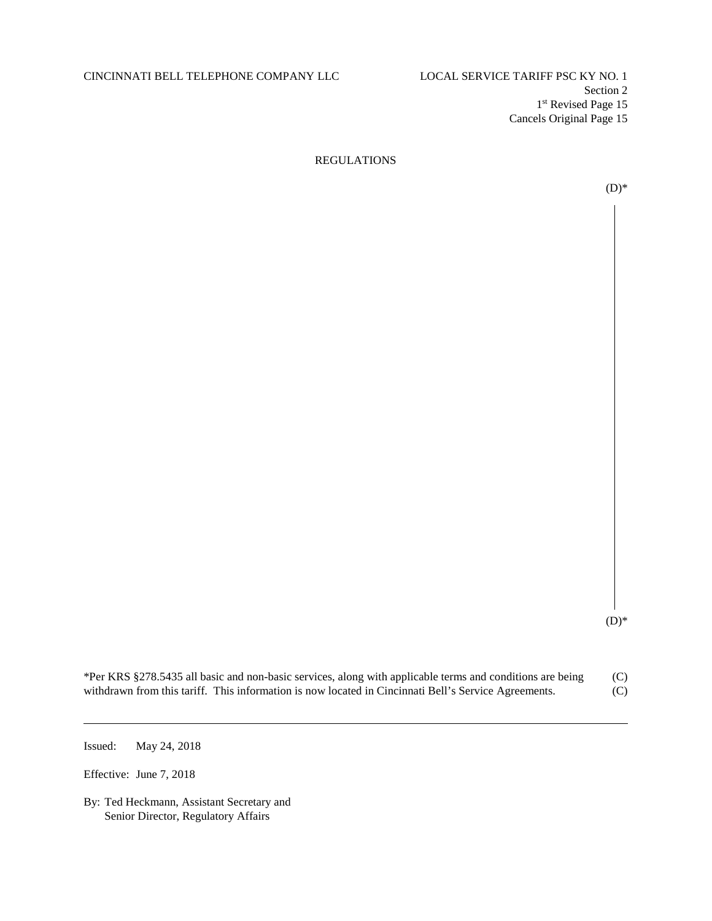CINCINNATI BELL TELEPHONE COMPANY LLC LOCAL SERVICE TARIFF PSC KY NO. 1

Section 2
1st Revised Page 15
Cancels Original Page 15

REGULATIONS

(D)*

(D)*

*Per KRS §278.5435 all basic and non-basic services, along with applicable terms and conditions are being withdrawn from this tariff. This information is now located in Cincinnati Bell's Service Agreements. (C)
(C)

Issued: May 24, 2018

Effective: June 7, 2018

By: Ted Heckmann, Assistant Secretary and
Senior Director, Regulatory Affairs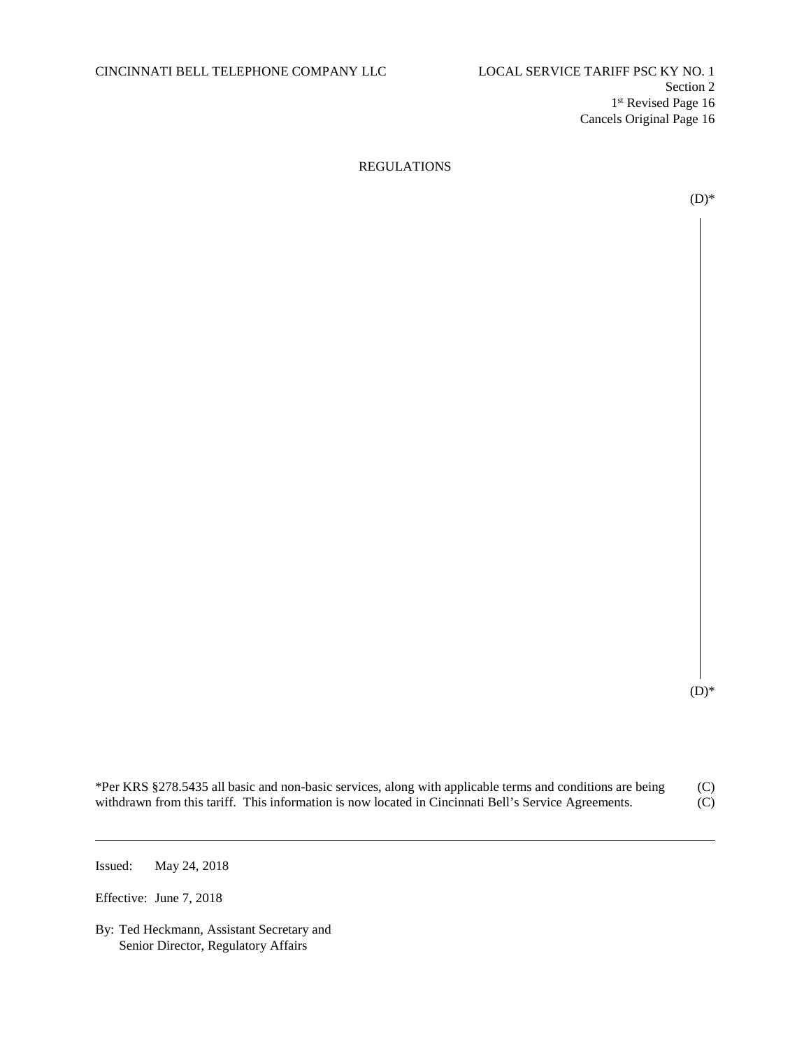CINCINNATI BELL TELEPHONE COMPANY LLC

LOCAL SERVICE TARIFF PSC KY NO. 1
Section 2
1st Revised Page 16
Cancels Original Page 16

## REGULATIONS

(D)*

(D)*

*Per KRS §278.5435 all basic and non-basic services, along with applicable terms and conditions are being withdrawn from this tariff. This information is now located in Cincinnati Bell's Service Agreements. (C)
(C)

---

Issued: May 24, 2018

Effective: June 7, 2018

By: Ted Heckmann, Assistant Secretary and
Senior Director, Regulatory Affairs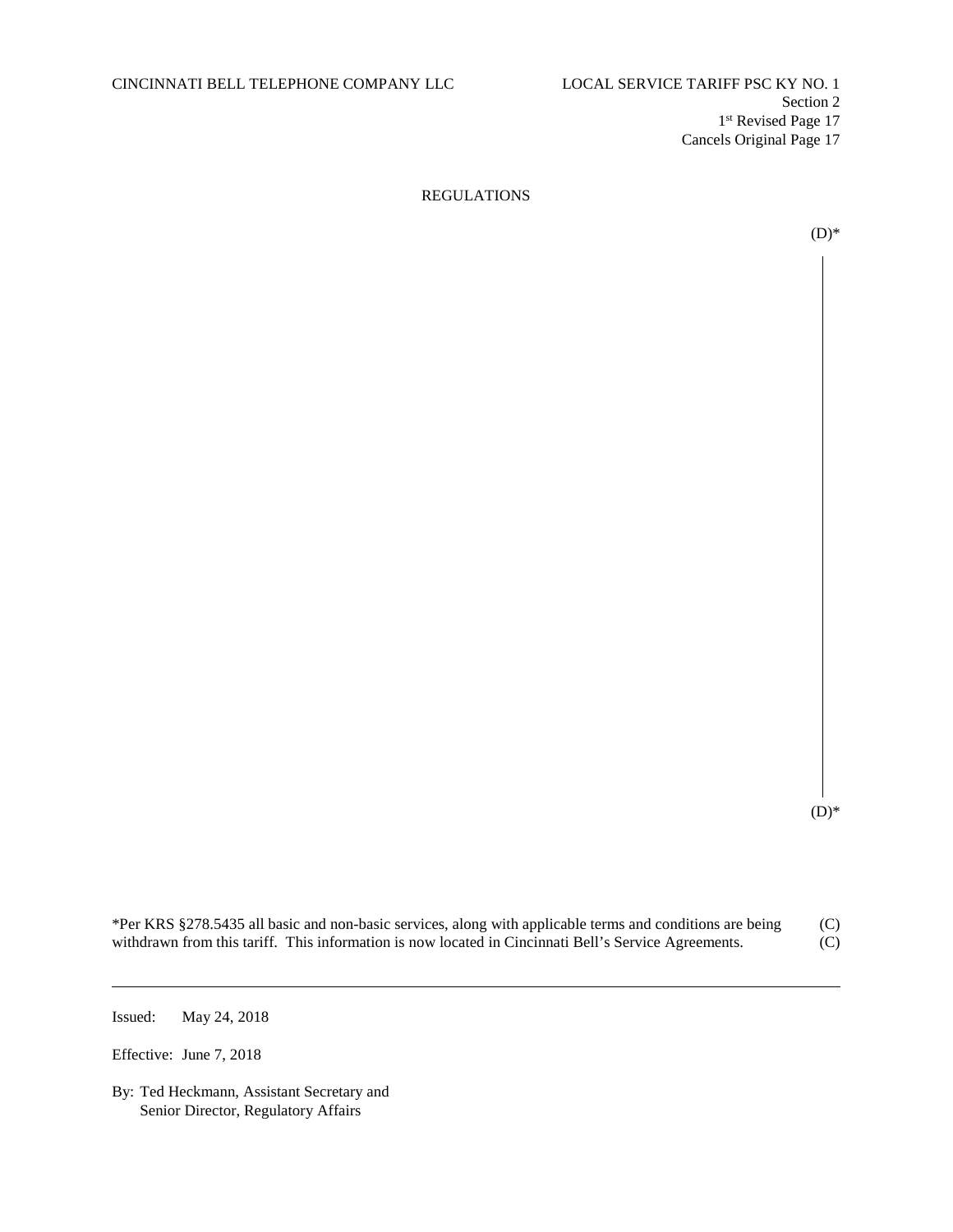CINCINNATI BELL TELEPHONE COMPANY LLC

LOCAL SERVICE TARIFF PSC KY NO. 1
Section 2
1st Revised Page 17
Cancels Original Page 17

# REGULATIONS

(D)*

(D)*

*Per KRS §278.5435 all basic and non-basic services, along with applicable terms and conditions are being withdrawn from this tariff. This information is now located in Cincinnati Bell's Service Agreements. (C)
(C)

---

Issued: May 24, 2018

Effective: June 7, 2018

By: Ted Heckmann, Assistant Secretary and
Senior Director, Regulatory Affairs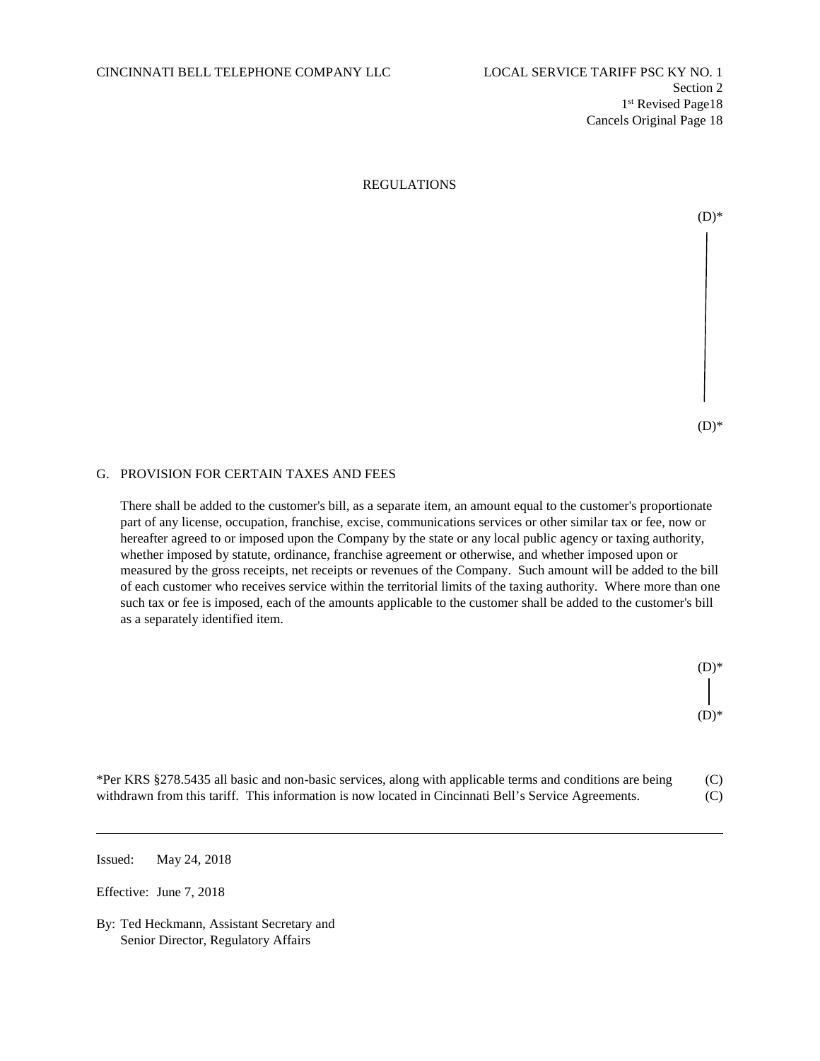CINCINNATI BELL TELEPHONE COMPANY LLC — LOCAL SERVICE TARIFF PSC KY NO. 1

Section 2

1st Revised Page18

Cancels Original Page 18

REGULATIONS

(D)*

(D)*

G. PROVISION FOR CERTAIN TAXES AND FEES

There shall be added to the customer's bill, as a separate item, an amount equal to the customer's proportionate part of any license, occupation, franchise, excise, communications services or other similar tax or fee, now or hereafter agreed to or imposed upon the Company by the state or any local public agency or taxing authority, whether imposed by statute, ordinance, franchise agreement or otherwise, and whether imposed upon or measured by the gross receipts, net receipts or revenues of the Company. Such amount will be added to the bill of each customer who receives service within the territorial limits of the taxing authority. Where more than one such tax or fee is imposed, each of the amounts applicable to the customer shall be added to the customer's bill as a separately identified item.

(D)*

(D)*

*Per KRS §278.5435 all basic and non-basic services, along with applicable terms and conditions are being withdrawn from this tariff. This information is now located in Cincinnati Bell's Service Agreements. (C)

---

Issued: May 24, 2018

Effective: June 7, 2018

By: Ted Heckmann, Assistant Secretary and
Senior Director, Regulatory Affairs